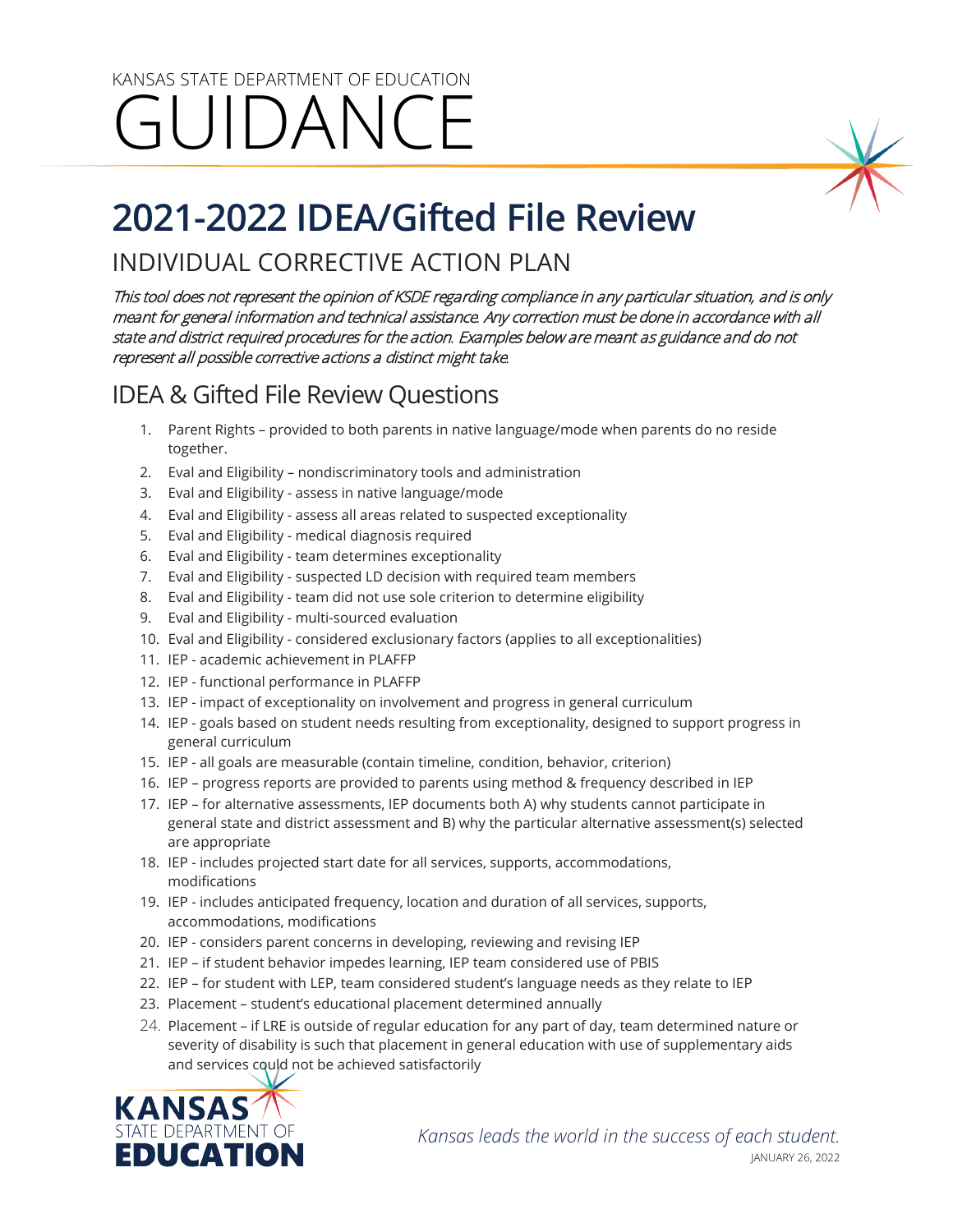KANSAS STATE DEPARTMENT OF EDUCATION

# GUIDANCE

# 2021-2022 IDEA/Gifted File Review

## INDIVIDUAL CORRECTIVE ACTION PLAN

*This tool does not represent the opinion of KSDE regarding compliance in any particular situation, and is only meant for general information and technical assistance. Any correction must be done in accordance with all state and district required procedures for the action. Examples below are meant as guidance and do not represent all possible corrective actions a distinct might take.*

## IDEA & Gifted File Review Questions

1. Parent Rights – provided to both parents in native language/mode when parents do no reside together.
2. Eval and Eligibility – nondiscriminatory tools and administration
3. Eval and Eligibility - assess in native language/mode
4. Eval and Eligibility - assess all areas related to suspected exceptionality
5. Eval and Eligibility - medical diagnosis required
6. Eval and Eligibility - team determines exceptionality
7. Eval and Eligibility - suspected LD decision with required team members
8. Eval and Eligibility - team did not use sole criterion to determine eligibility
9. Eval and Eligibility - multi-sourced evaluation
10. Eval and Eligibility - considered exclusionary factors (applies to all exceptionalities)
11. IEP - academic achievement in PLAFFP
12. IEP - functional performance in PLAFFP
13. IEP - impact of exceptionality on involvement and progress in general curriculum
14. IEP - goals based on student needs resulting from exceptionality, designed to support progress in general curriculum
15. IEP - all goals are measurable (contain timeline, condition, behavior, criterion)
16. IEP – progress reports are provided to parents using method & frequency described in IEP
17. IEP – for alternative assessments, IEP documents both A) why students cannot participate in general state and district assessment and B) why the particular alternative assessment(s) selected are appropriate
18. IEP - includes projected start date for all services, supports, accommodations, modifications
19. IEP - includes anticipated frequency, location and duration of all services, supports, accommodations, modifications
20. IEP - considers parent concerns in developing, reviewing and revising IEP
21. IEP – if student behavior impedes learning, IEP team considered use of PBIS
22. IEP – for student with LEP, team considered student's language needs as they relate to IEP
23. Placement – student's educational placement determined annually
24. Placement – if LRE is outside of regular education for any part of day, team determined nature or severity of disability is such that placement in general education with use of supplementary aids and services could not be achieved satisfactorily

KANSAS STATE DEPARTMENT OF EDUCATION

*Kansas leads the world in the success of each student.*

JANUARY 26, 2022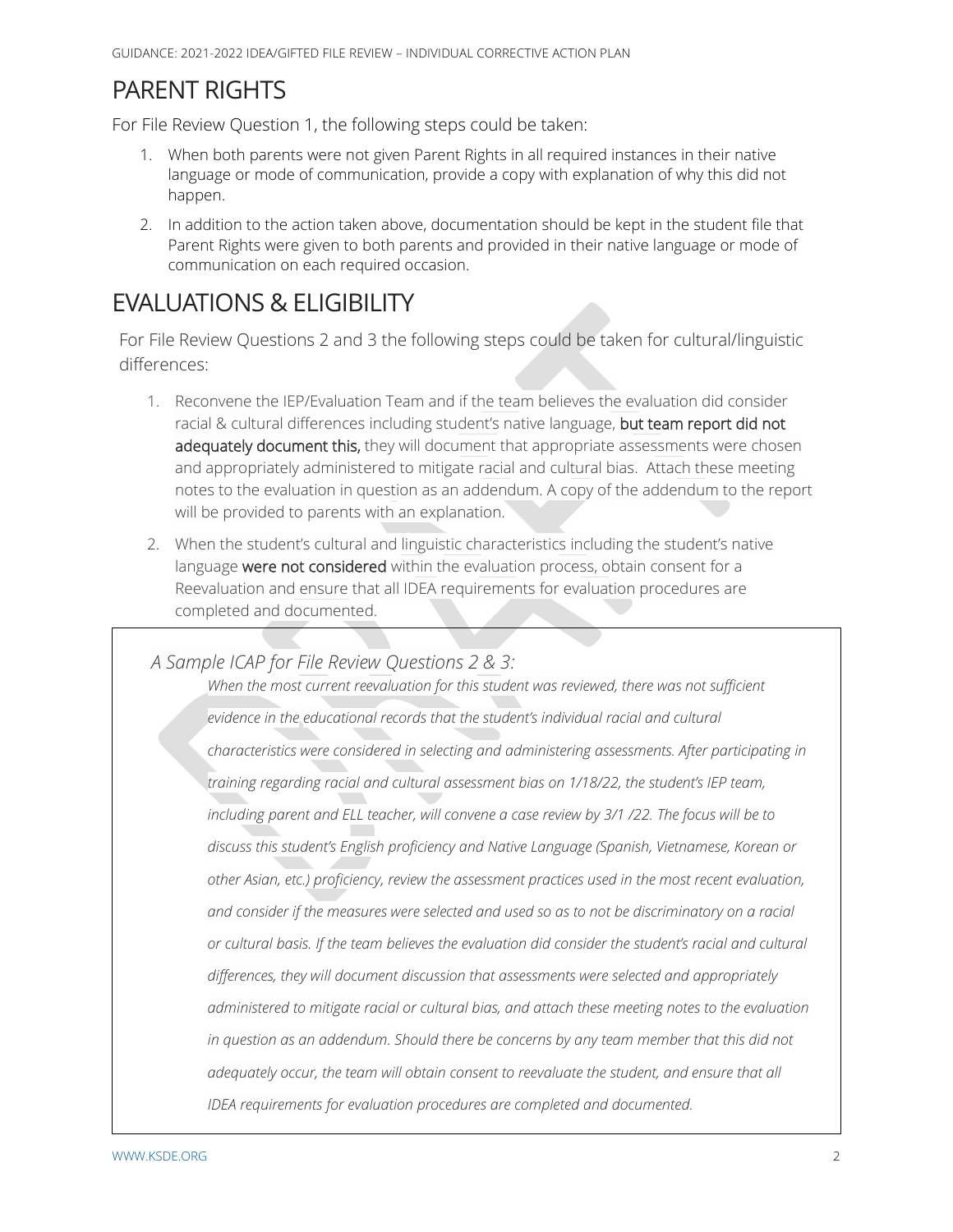# PARENT RIGHTS

For File Review Question 1, the following steps could be taken:

1. When both parents were not given Parent Rights in all required instances in their native language or mode of communication, provide a copy with explanation of why this did not happen.
2. In addition to the action taken above, documentation should be kept in the student file that Parent Rights were given to both parents and provided in their native language or mode of communication on each required occasion.

# EVALUATIONS & ELIGIBILITY

For File Review Questions 2 and 3 the following steps could be taken for cultural/linguistic differences:

1. Reconvene the IEP/Evaluation Team and if the team believes the evaluation did consider racial & cultural differences including student's native language, **but team report did not adequately document this,** they will document that appropriate assessments were chosen and appropriately administered to mitigate racial and cultural bias. Attach these meeting notes to the evaluation in question as an addendum. A copy of the addendum to the report will be provided to parents with an explanation.
2. When the student's cultural and linguistic characteristics including the student's native language **were not considered** within the evaluation process, obtain consent for a Reevaluation and ensure that all IDEA requirements for evaluation procedures are completed and documented.

*A Sample ICAP for File Review Questions 2 & 3:*

*When the most current reevaluation for this student was reviewed, there was not sufficient evidence in the educational records that the student's individual racial and cultural characteristics were considered in selecting and administering assessments. After participating in training regarding racial and cultural assessment bias on 1/18/22, the student's IEP team, including parent and ELL teacher, will convene a case review by 3/1 /22. The focus will be to discuss this student's English proficiency and Native Language (Spanish, Vietnamese, Korean or other Asian, etc.) proficiency, review the assessment practices used in the most recent evaluation, and consider if the measures were selected and used so as to not be discriminatory on a racial or cultural basis. If the team believes the evaluation did consider the student's racial and cultural differences, they will document discussion that assessments were selected and appropriately administered to mitigate racial or cultural bias, and attach these meeting notes to the evaluation in question as an addendum. Should there be concerns by any team member that this did not adequately occur, the team will obtain consent to reevaluate the student, and ensure that all IDEA requirements for evaluation procedures are completed and documented.*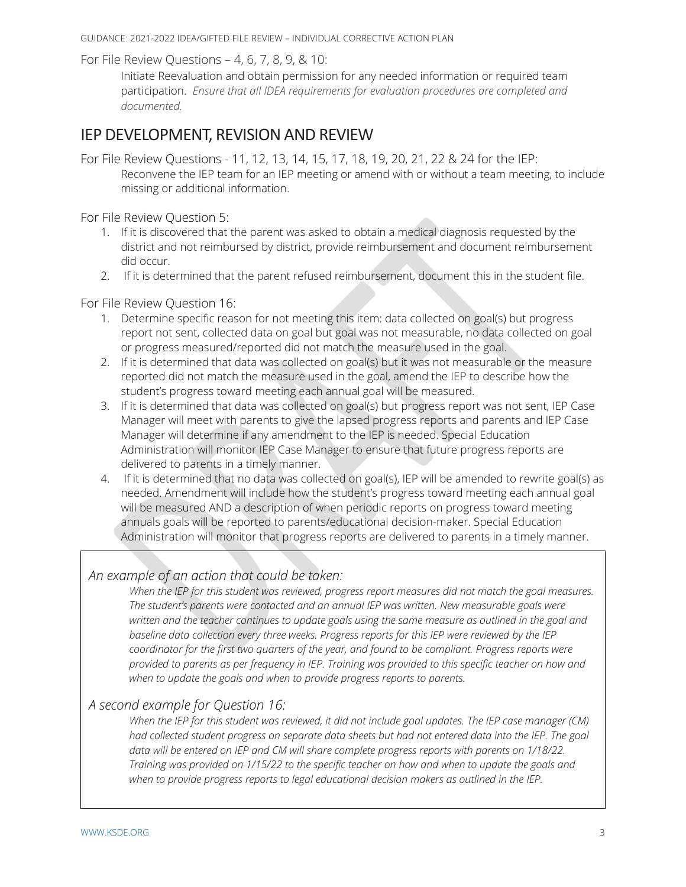For File Review Questions – 4, 6, 7, 8, 9, & 10:

Initiate Reevaluation and obtain permission for any needed information or required team participation. *Ensure that all IDEA requirements for evaluation procedures are completed and documented.*

## IEP DEVELOPMENT, REVISION AND REVIEW

For File Review Questions - 11, 12, 13, 14, 15, 17, 18, 19, 20, 21, 22 & 24 for the IEP:

Reconvene the IEP team for an IEP meeting or amend with or without a team meeting, to include missing or additional information.

For File Review Question 5:

1. If it is discovered that the parent was asked to obtain a medical diagnosis requested by the district and not reimbursed by district, provide reimbursement and document reimbursement did occur.
2. If it is determined that the parent refused reimbursement, document this in the student file.

For File Review Question 16:

1. Determine specific reason for not meeting this item: data collected on goal(s) but progress report not sent, collected data on goal but goal was not measurable, no data collected on goal or progress measured/reported did not match the measure used in the goal.
2. If it is determined that data was collected on goal(s) but it was not measurable or the measure reported did not match the measure used in the goal, amend the IEP to describe how the student's progress toward meeting each annual goal will be measured.
3. If it is determined that data was collected on goal(s) but progress report was not sent, IEP Case Manager will meet with parents to give the lapsed progress reports and parents and IEP Case Manager will determine if any amendment to the IEP is needed. Special Education Administration will monitor IEP Case Manager to ensure that future progress reports are delivered to parents in a timely manner.
4. If it is determined that no data was collected on goal(s), IEP will be amended to rewrite goal(s) as needed. Amendment will include how the student's progress toward meeting each annual goal will be measured AND a description of when periodic reports on progress toward meeting annuals goals will be reported to parents/educational decision-maker. Special Education Administration will monitor that progress reports are delivered to parents in a timely manner.

*An example of an action that could be taken:*

*When the IEP for this student was reviewed, progress report measures did not match the goal measures. The student's parents were contacted and an annual IEP was written. New measurable goals were written and the teacher continues to update goals using the same measure as outlined in the goal and baseline data collection every three weeks. Progress reports for this IEP were reviewed by the IEP coordinator for the first two quarters of the year, and found to be compliant. Progress reports were provided to parents as per frequency in IEP. Training was provided to this specific teacher on how and when to update the goals and when to provide progress reports to parents.*

*A second example for Question 16:*

*When the IEP for this student was reviewed, it did not include goal updates. The IEP case manager (CM) had collected student progress on separate data sheets but had not entered data into the IEP. The goal data will be entered on IEP and CM will share complete progress reports with parents on 1/18/22. Training was provided on 1/15/22 to the specific teacher on how and when to update the goals and when to provide progress reports to legal educational decision makers as outlined in the IEP.*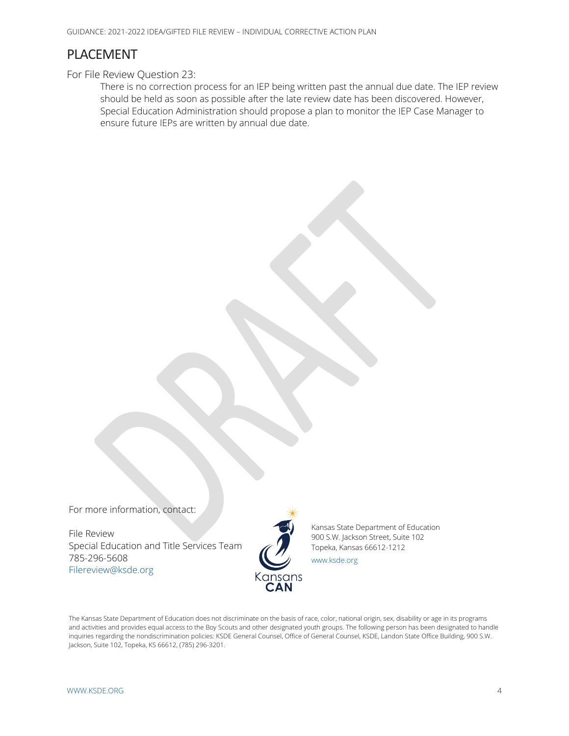# PLACEMENT

For File Review Question 23:

There is no correction process for an IEP being written past the annual due date. The IEP review should be held as soon as possible after the late review date has been discovered. However, Special Education Administration should propose a plan to monitor the IEP Case Manager to ensure future IEPs are written by annual due date.

For more information, contact:

File Review
Special Education and Title Services Team
785-296-5608
Filereview@ksde.org

Kansas State Department of Education
900 S.W. Jackson Street, Suite 102
Topeka, Kansas 66612-1212
www.ksde.org

The Kansas State Department of Education does not discriminate on the basis of race, color, national origin, sex, disability or age in its programs and activities and provides equal access to the Boy Scouts and other designated youth groups. The following person has been designated to handle inquiries regarding the nondiscrimination policies: KSDE General Counsel, Office of General Counsel, KSDE, Landon State Office Building, 900 S.W. Jackson, Suite 102, Topeka, KS 66612, (785) 296-3201.